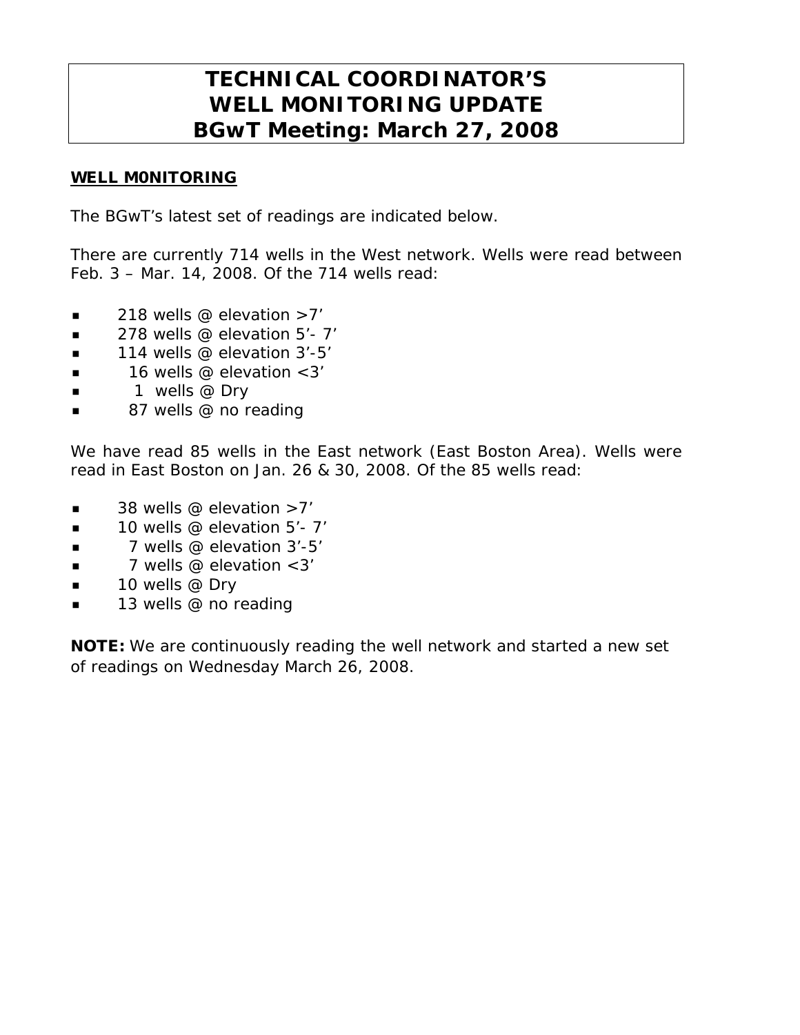# TECHNICAL COORDINATOR'S WELL MONITORING UPDATE BGwT Meeting: March 27, 2008

**WELL M0NITORING**

The BGwT's latest set of readings are indicated below.

There are currently 714 wells in the West network. Wells were read between Feb. 3 – Mar. 14, 2008. Of the 714 wells read:

- 218 wells @ elevation >7'
- 278 wells @ elevation 5'- 7'
- 114 wells @ elevation 3'-5'
- 16 wells @ elevation <3'
- 1 wells @ Dry
- 87 wells @ no reading

We have read 85 wells in the East network (East Boston Area). Wells were read in East Boston on Jan. 26 & 30, 2008. Of the 85 wells read:

- 38 wells @ elevation >7'
- 10 wells @ elevation 5'- 7'
- 7 wells @ elevation 3'-5'
- 7 wells @ elevation <3'
- 10 wells @ Dry
- 13 wells @ no reading

**NOTE:** We are continuously reading the well network and started a new set of readings on Wednesday March 26, 2008.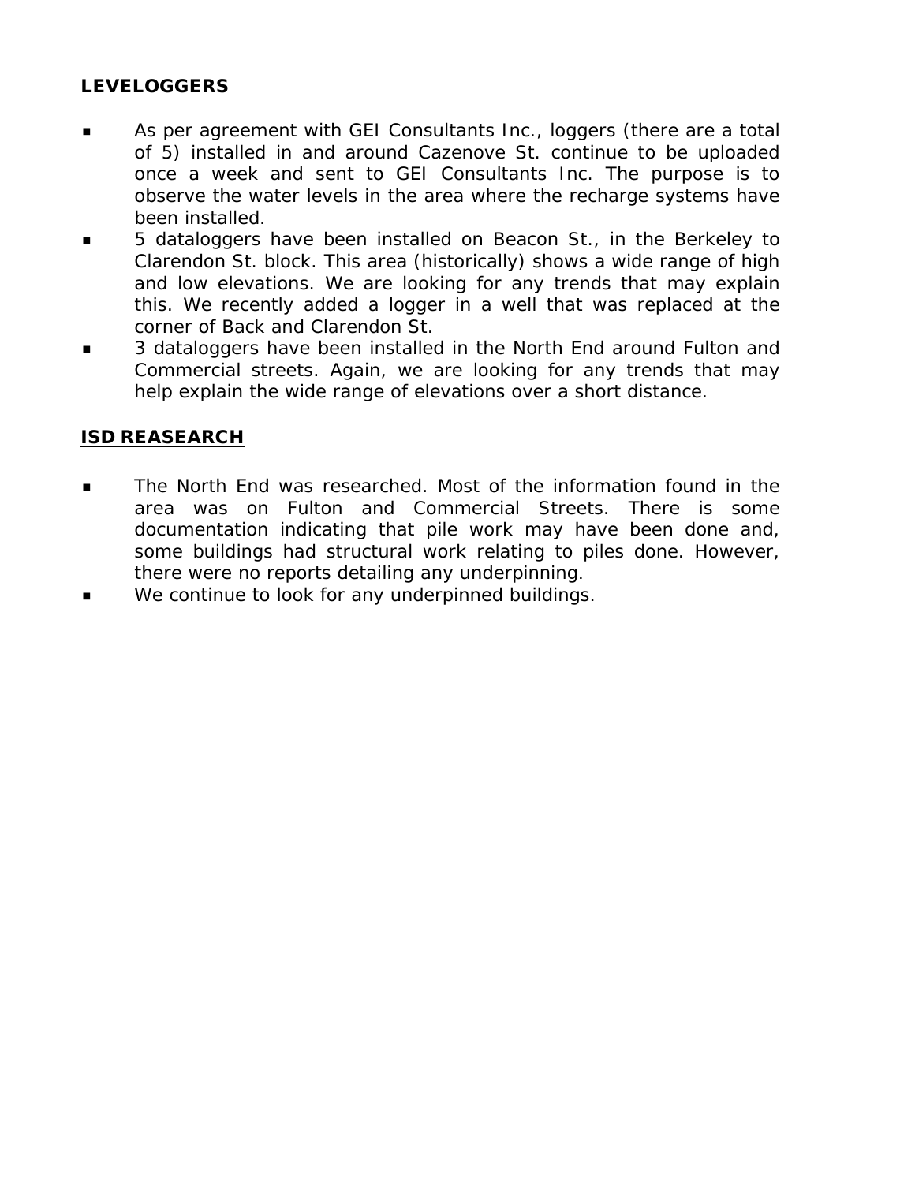## **LEVELOGGERS**

- As per agreement with GEI Consultants Inc., loggers (there are a total of 5) installed in and around Cazenove St. continue to be uploaded once a week and sent to GEI Consultants Inc. The purpose is to observe the water levels in the area where the recharge systems have been installed.
- 5 dataloggers have been installed on Beacon St., in the Berkeley to Clarendon St. block. This area (historically) shows a wide range of high and low elevations. We are looking for any trends that may explain this. We recently added a logger in a well that was replaced at the corner of Back and Clarendon St.
- 3 dataloggers have been installed in the North End around Fulton and Commercial streets. Again, we are looking for any trends that may help explain the wide range of elevations over a short distance.

## **ISD REASEARCH**

- The North End was researched. Most of the information found in the area was on Fulton and Commercial Streets. There is some documentation indicating that pile work may have been done and, some buildings had structural work relating to piles done. However, there were no reports detailing any underpinning.
- We continue to look for any underpinned buildings.